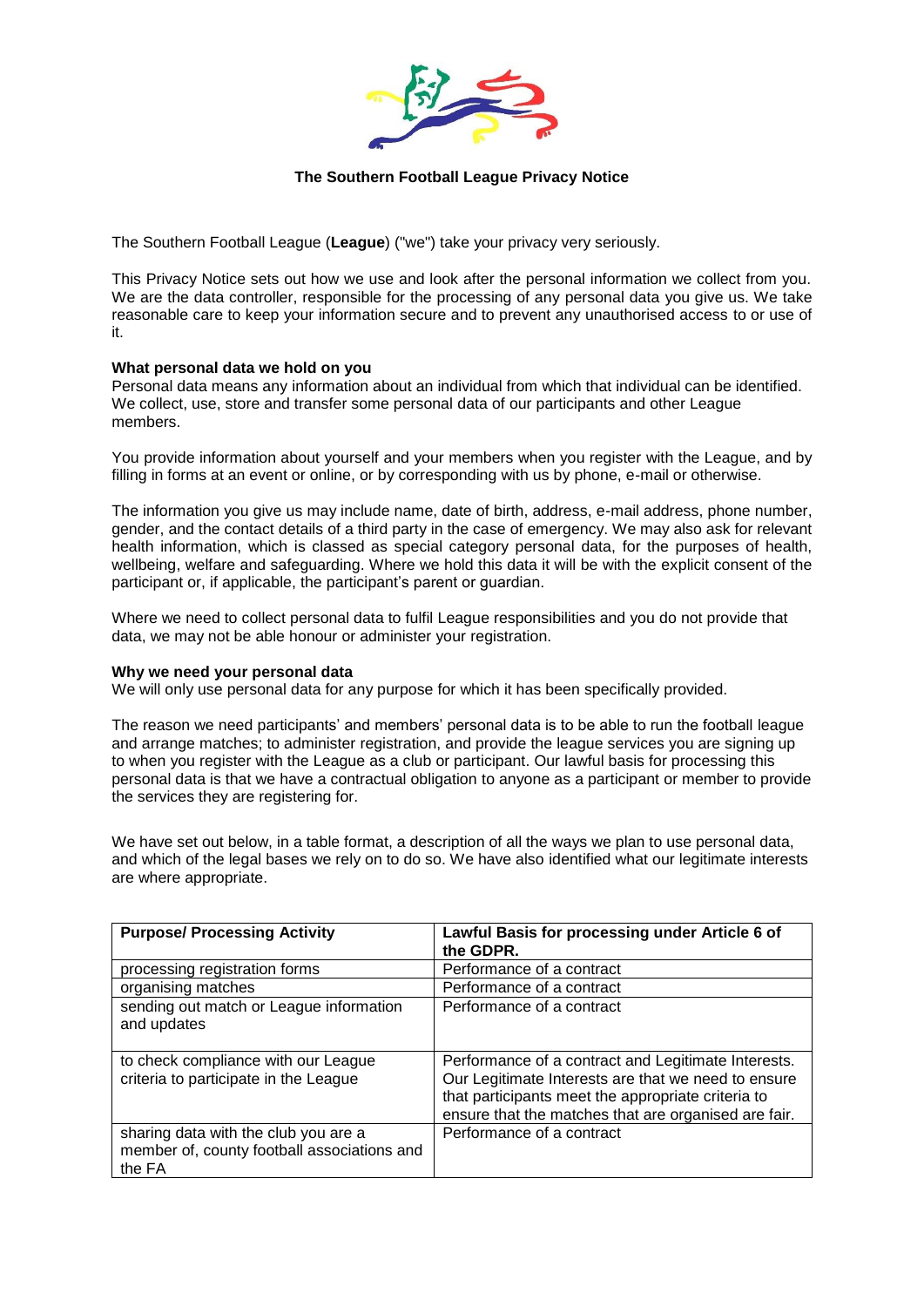**The Southern Football League Privacy Notice**

The Southern Football League (**League**) ("we") take your privacy very seriously.

This Privacy Notice sets out how we use and look after the personal information we collect from you. We are the data controller, responsible for the processing of any personal data you give us. We take reasonable care to keep your information secure and to prevent any unauthorised access to or use of it.

**What personal data we hold on you**

Personal data means any information about an individual from which that individual can be identified. We collect, use, store and transfer some personal data of our participants and other League members.

You provide information about yourself and your members when you register with the League, and by filling in forms at an event or online, or by corresponding with us by phone, e-mail or otherwise.

The information you give us may include name, date of birth, address, e-mail address, phone number, gender, and the contact details of a third party in the case of emergency. We may also ask for relevant health information, which is classed as special category personal data, for the purposes of health, wellbeing, welfare and safeguarding. Where we hold this data it will be with the explicit consent of the participant or, if applicable, the participant's parent or guardian.

Where we need to collect personal data to fulfil League responsibilities and you do not provide that data, we may not be able honour or administer your registration.

**Why we need your personal data**

We will only use personal data for any purpose for which it has been specifically provided.

The reason we need participants' and members' personal data is to be able to run the football league and arrange matches; to administer registration, and provide the league services you are signing up to when you register with the League as a club or participant. Our lawful basis for processing this personal data is that we have a contractual obligation to anyone as a participant or member to provide the services they are registering for.

We have set out below, in a table format, a description of all the ways we plan to use personal data, and which of the legal bases we rely on to do so. We have also identified what our legitimate interests are where appropriate.

| Purpose/ Processing Activity | Lawful Basis for processing under Article 6 of the GDPR. |
|---|---|
| processing registration forms | Performance of a contract |
| organising matches | Performance of a contract |
| sending out match or League information and updates | Performance of a contract |
| to check compliance with our League criteria to participate in the League | Performance of a contract and Legitimate Interests. Our Legitimate Interests are that we need to ensure that participants meet the appropriate criteria to ensure that the matches that are organised are fair. |
| sharing data with the club you are a member of, county football associations and the FA | Performance of a contract |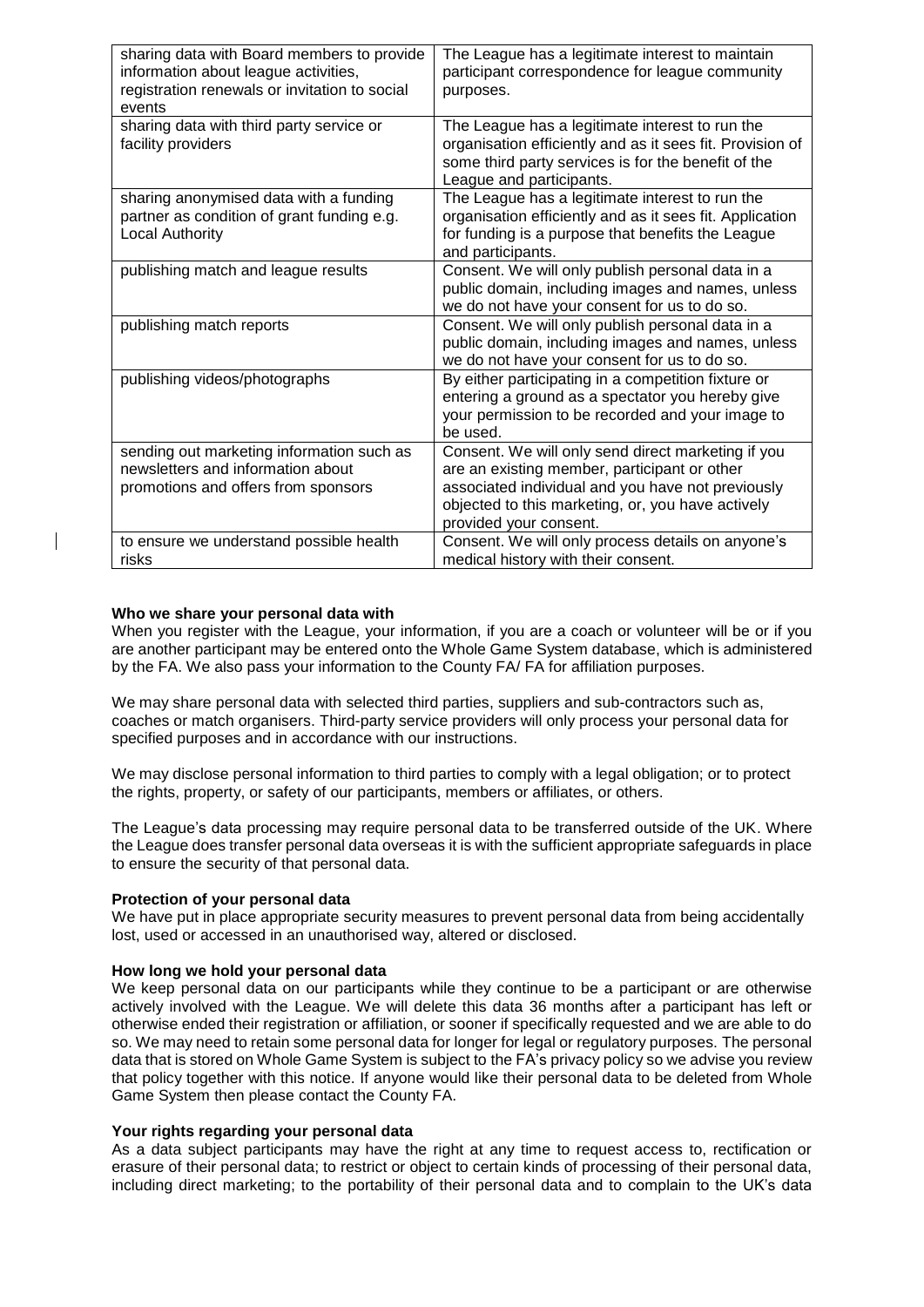| sharing data with Board members to provide information about league activities, registration renewals or invitation to social events | The League has a legitimate interest to maintain participant correspondence for league community purposes. |
|---|---|
| sharing data with third party service or facility providers | The League has a legitimate interest to run the organisation efficiently and as it sees fit. Provision of some third party services is for the benefit of the League and participants. |
| sharing anonymised data with a funding partner as condition of grant funding e.g. Local Authority | The League has a legitimate interest to run the organisation efficiently and as it sees fit. Application for funding is a purpose that benefits the League and participants. |
| publishing match and league results | Consent. We will only publish personal data in a public domain, including images and names, unless we do not have your consent for us to do so. |
| publishing match reports | Consent. We will only publish personal data in a public domain, including images and names, unless we do not have your consent for us to do so. |
| publishing videos/photographs | By either participating in a competition fixture or entering a ground as a spectator you hereby give your permission to be recorded and your image to be used. |
| sending out marketing information such as newsletters and information about promotions and offers from sponsors | Consent. We will only send direct marketing if you are an existing member, participant or other associated individual and you have not previously objected to this marketing, or, you have actively provided your consent. |
| to ensure we understand possible health risks | Consent. We will only process details on anyone's medical history with their consent. |

**Who we share your personal data with**

When you register with the League, your information, if you are a coach or volunteer will be or if you are another participant may be entered onto the Whole Game System database, which is administered by the FA. We also pass your information to the County FA/ FA for affiliation purposes.

We may share personal data with selected third parties, suppliers and sub-contractors such as, coaches or match organisers. Third-party service providers will only process your personal data for specified purposes and in accordance with our instructions.

We may disclose personal information to third parties to comply with a legal obligation; or to protect the rights, property, or safety of our participants, members or affiliates, or others.

The League's data processing may require personal data to be transferred outside of the UK. Where the League does transfer personal data overseas it is with the sufficient appropriate safeguards in place to ensure the security of that personal data.

**Protection of your personal data**

We have put in place appropriate security measures to prevent personal data from being accidentally lost, used or accessed in an unauthorised way, altered or disclosed.

**How long we hold your personal data**

We keep personal data on our participants while they continue to be a participant or are otherwise actively involved with the League. We will delete this data 36 months after a participant has left or otherwise ended their registration or affiliation, or sooner if specifically requested and we are able to do so. We may need to retain some personal data for longer for legal or regulatory purposes. The personal data that is stored on Whole Game System is subject to the FA's privacy policy so we advise you review that policy together with this notice. If anyone would like their personal data to be deleted from Whole Game System then please contact the County FA.

**Your rights regarding your personal data**

As a data subject participants may have the right at any time to request access to, rectification or erasure of their personal data; to restrict or object to certain kinds of processing of their personal data, including direct marketing; to the portability of their personal data and to complain to the UK's data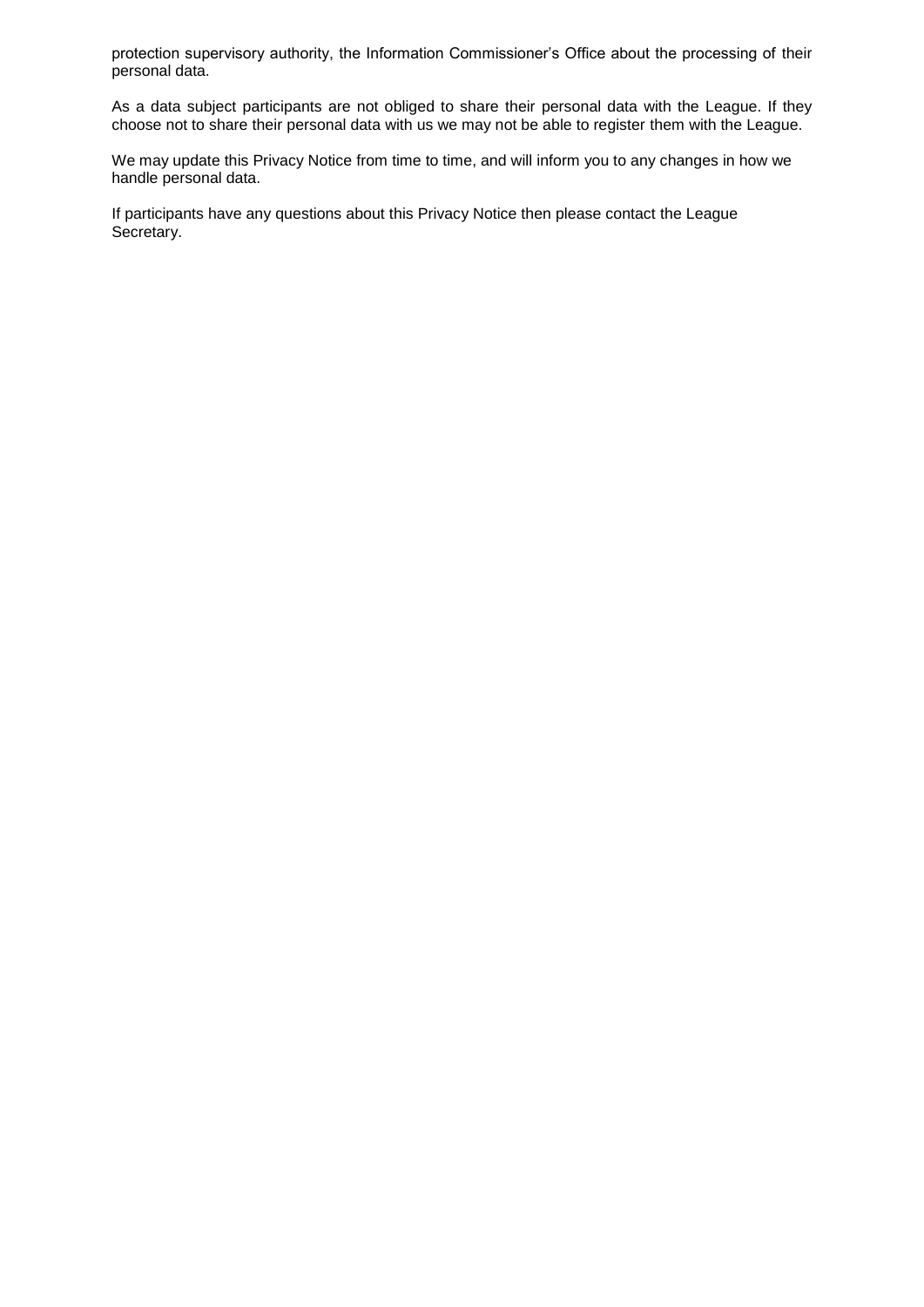protection supervisory authority, the Information Commissioner's Office about the processing of their personal data.

As a data subject participants are not obliged to share their personal data with the League. If they choose not to share their personal data with us we may not be able to register them with the League.

We may update this Privacy Notice from time to time, and will inform you to any changes in how we handle personal data.

If participants have any questions about this Privacy Notice then please contact the League Secretary.